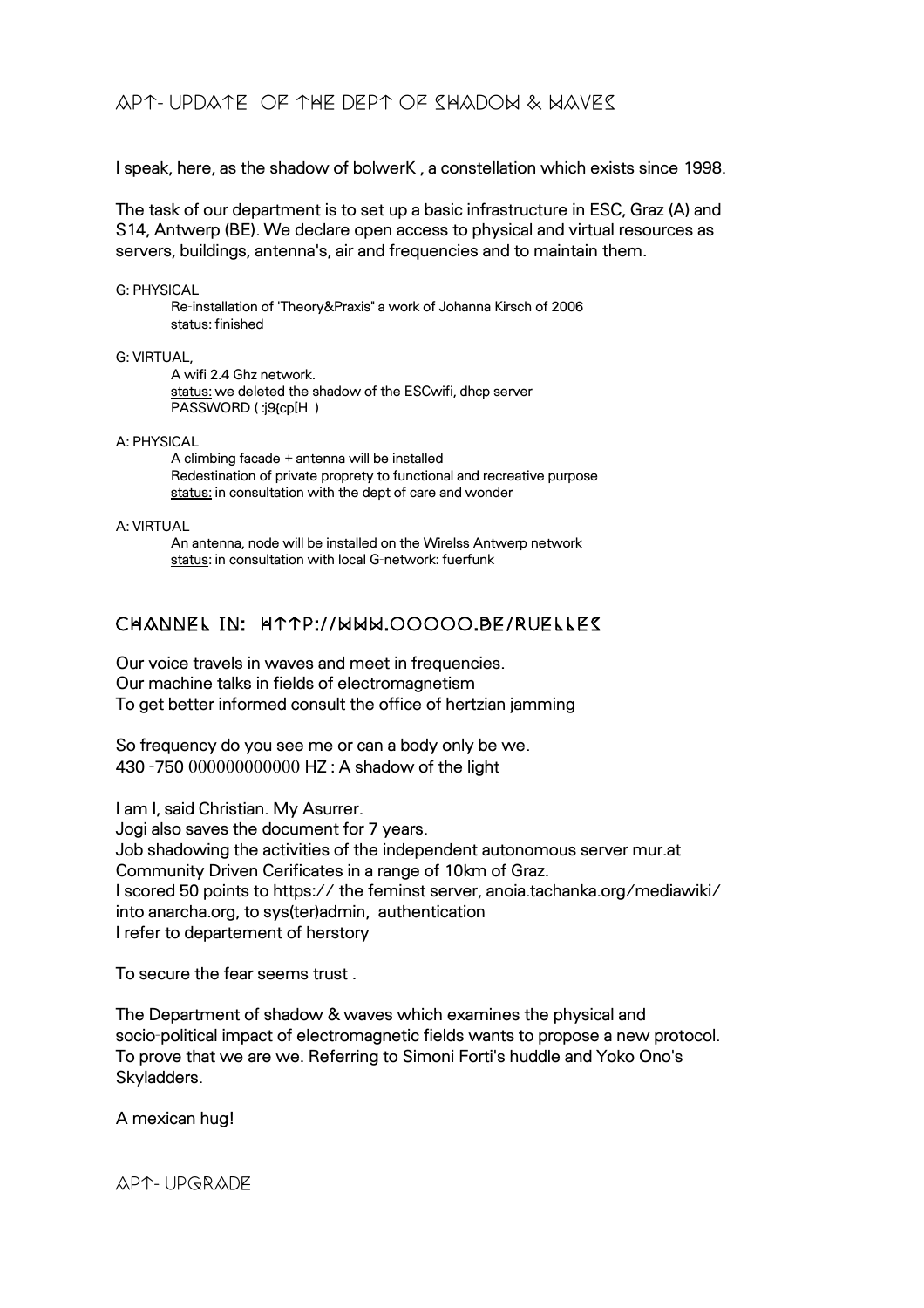# APT- UPDATE OF THE DEPT OF SHADOW & WAVES

I speak, here, as the shadow of bolwerK , a constellation which exists since 1998.

The task of our department is to set up a basic infrastructure in ESC, Graz (A) and S14, Antwerp (BE). We declare open access to physical and virtual resources as servers, buildings, antenna's, air and frequencies and to maintain them.

G: PHYSICAL

> Re-installation of 'Theory&Praxis" a work of Johanna Kirsch of 2006
> <u>status:</u> finished

G: VIRTUAL,

> A wifi 2.4 Ghz network.
> <u>status:</u> we deleted the shadow of the ESCwifi, dhcp server
> PASSWORD ( :j9{cp[H )

A: PHYSICAL

> A climbing facade + antenna will be installed
> Redestination of private proprety to functional and recreative purpose
> <u>status:</u> in consultation with the dept of care and wonder

A: VIRTUAL

> An antenna, node will be installed on the Wirelss Antwerp network
> <u>status</u>: in consultation with local G-network: fuerfunk

## CHANNEL IN: HTTP://WWW.OOOOO.BE/RUELLES

Our voice travels in waves and meet in frequencies.
Our machine talks in fields of electromagnetism
To get better informed consult the office of hertzian jamming

So frequency do you see me or can a body only be we.
430 -750 000000000000 HZ : A shadow of the light

I am I, said Christian. My Asurrer.
Jogi also saves the document for 7 years.
Job shadowing the activities of the independent autonomous server mur.at
Community Driven Cerificates in a range of 10km of Graz.
I scored 50 points to https:// the feminst server, anoia.tachanka.org/mediawiki/ into anarcha.org, to sys(ter)admin, authentication
I refer to departement of herstory

To secure the fear seems trust .

The Department of shadow & waves which examines the physical and socio-political impact of electromagnetic fields wants to propose a new protocol. To prove that we are we. Referring to Simoni Forti's huddle and Yoko Ono's Skyladders.

A mexican hug!

## APT- UPGRADE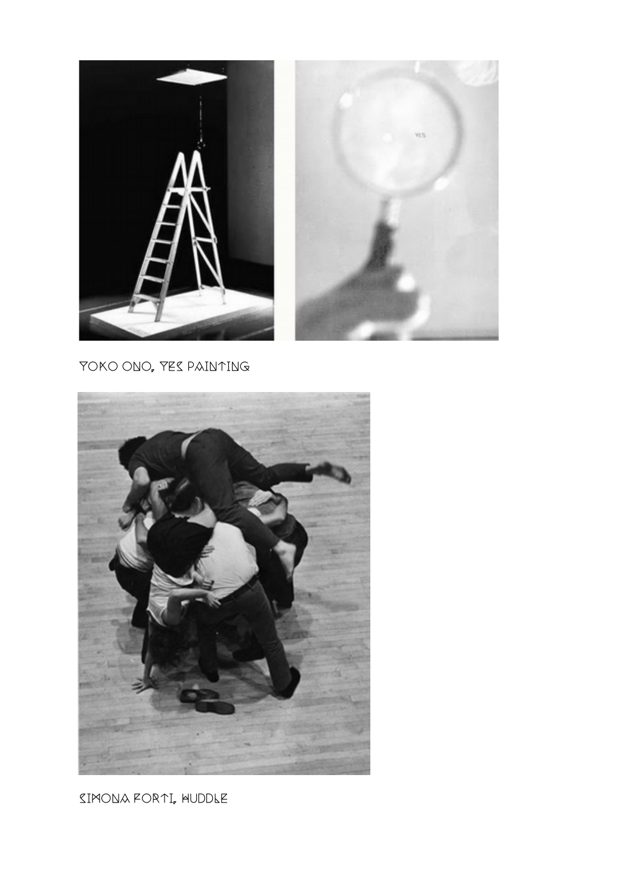YOKO ONO, YES PAINTING

SIMONA FORTI, HUDDLE